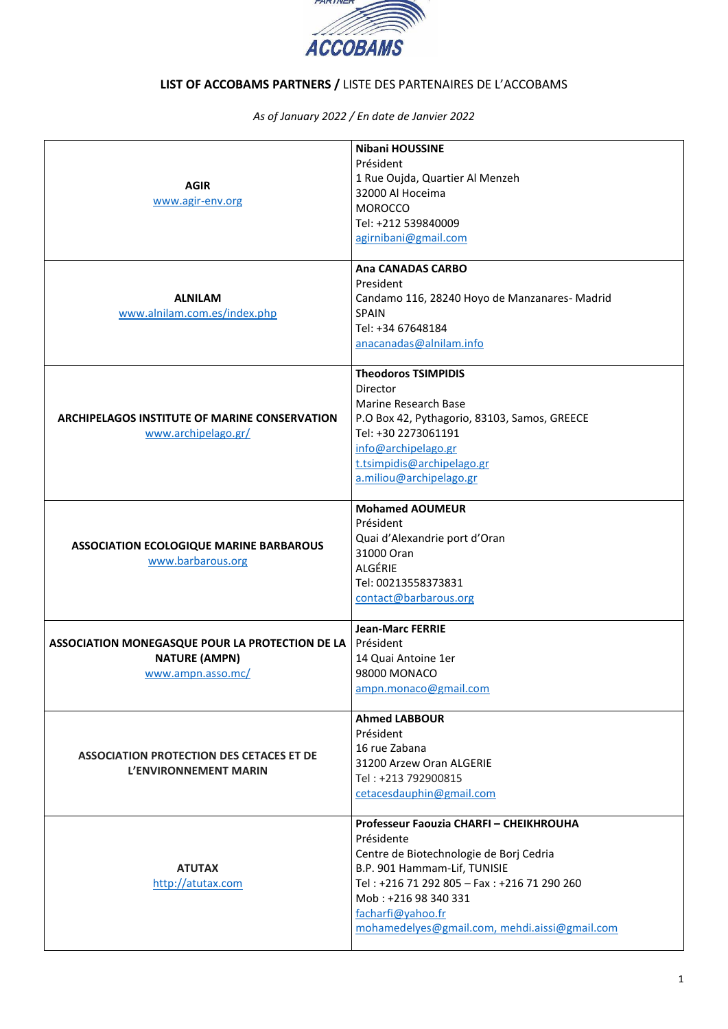**LIST OF ACCOBAMS PARTNERS /** LISTE DES PARTENAIRES DE L'ACCOBAMS

*As of January 2022 / En date de Janvier 2022*

| | |
|---|---|
| **AGIR**<br>www.agir-env.org | **Nibani HOUSSINE**<br>Président<br>1 Rue Oujda, Quartier Al Menzeh<br>32000 Al Hoceima<br>MOROCCO<br>Tel: +212 539840009<br>agirnibani@gmail.com |
| **ALNILAM**<br>www.alnilam.com.es/index.php | **Ana CANADAS CARBO**<br>President<br>Candamo 116, 28240 Hoyo de Manzanares- Madrid<br>SPAIN<br>Tel: +34 67648184<br>anacanadas@alnilam.info |
| **ARCHIPELAGOS INSTITUTE OF MARINE CONSERVATION**<br>www.archipelago.gr/ | **Theodoros TSIMPIDIS**<br>Director<br>Marine Research Base<br>P.O Box 42, Pythagorio, 83103, Samos, GREECE<br>Tel: +30 2273061191<br>info@archipelago.gr<br>t.tsimpidis@archipelago.gr<br>a.miliou@archipelago.gr |
| **ASSOCIATION ECOLOGIQUE MARINE BARBAROUS**<br>www.barbarous.org | **Mohamed AOUMEUR**<br>Président<br>Quai d'Alexandrie port d'Oran<br>31000 Oran<br>ALGÉRIE<br>Tel: 00213558373831<br>contact@barbarous.org |
| **ASSOCIATION MONEGASQUE POUR LA PROTECTION DE LA NATURE (AMPN)**<br>www.ampn.asso.mc/ | **Jean-Marc FERRIE**<br>Président<br>14 Quai Antoine 1er<br>98000 MONACO<br>ampn.monaco@gmail.com |
| **ASSOCIATION PROTECTION DES CETACES ET DE L'ENVIRONNEMENT MARIN** | **Ahmed LABBOUR**<br>Président<br>16 rue Zabana<br>31200 Arzew Oran ALGERIE<br>Tel : +213 792900815<br>cetacesdauphin@gmail.com |
| **ATUTAX**<br>http://atutax.com | **Professeur Faouzia CHARFI – CHEIKHROUHA**<br>Présidente<br>Centre de Biotechnologie de Borj Cedria<br>B.P. 901 Hammam-Lif, TUNISIE<br>Tel : +216 71 292 805 – Fax : +216 71 290 260<br>Mob : +216 98 340 331<br>facharfi@yahoo.fr<br>mohamedelyes@gmail.com, mehdi.aissi@gmail.com |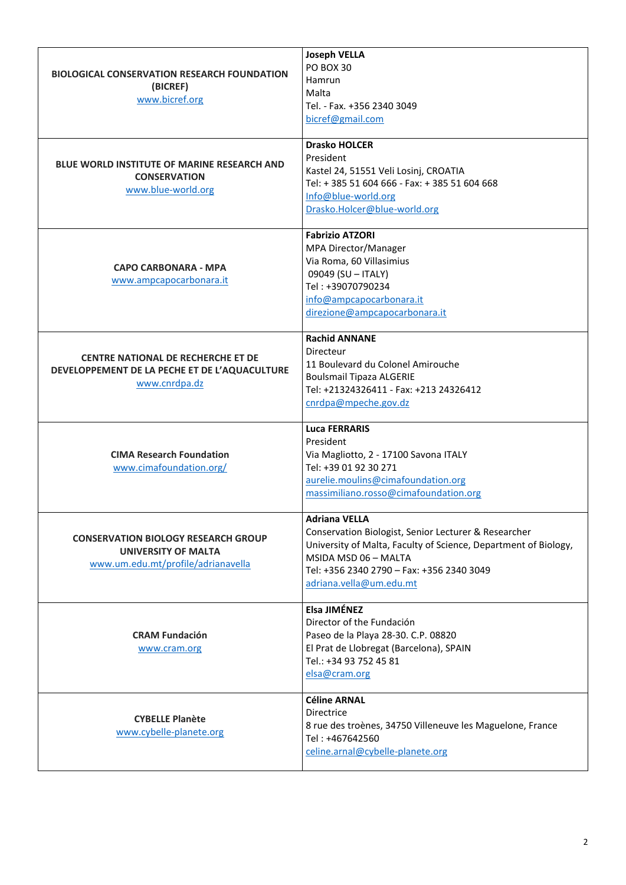| | |
|---|---|
| **BIOLOGICAL CONSERVATION RESEARCH FOUNDATION (BICREF)**<br>www.bicref.org | **Joseph VELLA**<br>PO BOX 30<br>Hamrun<br>Malta<br>Tel. - Fax. +356 2340 3049<br>bicref@gmail.com |
| **BLUE WORLD INSTITUTE OF MARINE RESEARCH AND CONSERVATION**<br>www.blue-world.org | **Drasko HOLCER**<br>President<br>Kastel 24, 51551 Veli Losinj, CROATIA<br>Tel: + 385 51 604 666 - Fax: + 385 51 604 668<br>Info@blue-world.org<br>Drasko.Holcer@blue-world.org |
| **CAPO CARBONARA - MPA**<br>www.ampcapocarbonara.it | **Fabrizio ATZORI**<br>MPA Director/Manager<br>Via Roma, 60 Villasimius<br>09049 (SU – ITALY)<br>Tel : +39070790234<br>info@ampcapocarbonara.it<br>direzione@ampcapocarbonara.it |
| **CENTRE NATIONAL DE RECHERCHE ET DE DEVELOPPEMENT DE LA PECHE ET DE L'AQUACULTURE**<br>www.cnrdpa.dz | **Rachid ANNANE**<br>Directeur<br>11 Boulevard du Colonel Amirouche<br>Boulsmail Tipaza ALGERIE<br>Tel: +21324326411 - Fax: +213 24326412<br>cnrdpa@mpeche.gov.dz |
| **CIMA Research Foundation**<br>www.cimafoundation.org/ | **Luca FERRARIS**<br>President<br>Via Magliotto, 2 - 17100 Savona ITALY<br>Tel: +39 01 92 30 271<br>aurelie.moulins@cimafoundation.org<br>massimiliano.rosso@cimafoundation.org |
| **CONSERVATION BIOLOGY RESEARCH GROUP UNIVERSITY OF MALTA**<br>www.um.edu.mt/profile/adrianavella | **Adriana VELLA**<br>Conservation Biologist, Senior Lecturer & Researcher<br>University of Malta, Faculty of Science, Department of Biology, MSIDA MSD 06 – MALTA<br>Tel: +356 2340 2790 – Fax: +356 2340 3049<br>adriana.vella@um.edu.mt |
| **CRAM Fundación**<br>www.cram.org | **Elsa JIMÉNEZ**<br>Director of the Fundación<br>Paseo de la Playa 28-30. C.P. 08820<br>El Prat de Llobregat (Barcelona), SPAIN<br>Tel.: +34 93 752 45 81<br>elsa@cram.org |
| **CYBELLE Planète**<br>www.cybelle-planete.org | **Céline ARNAL**<br>Directrice<br>8 rue des troènes, 34750 Villeneuve les Maguelone, France<br>Tel : +467642560<br>celine.arnal@cybelle-planete.org |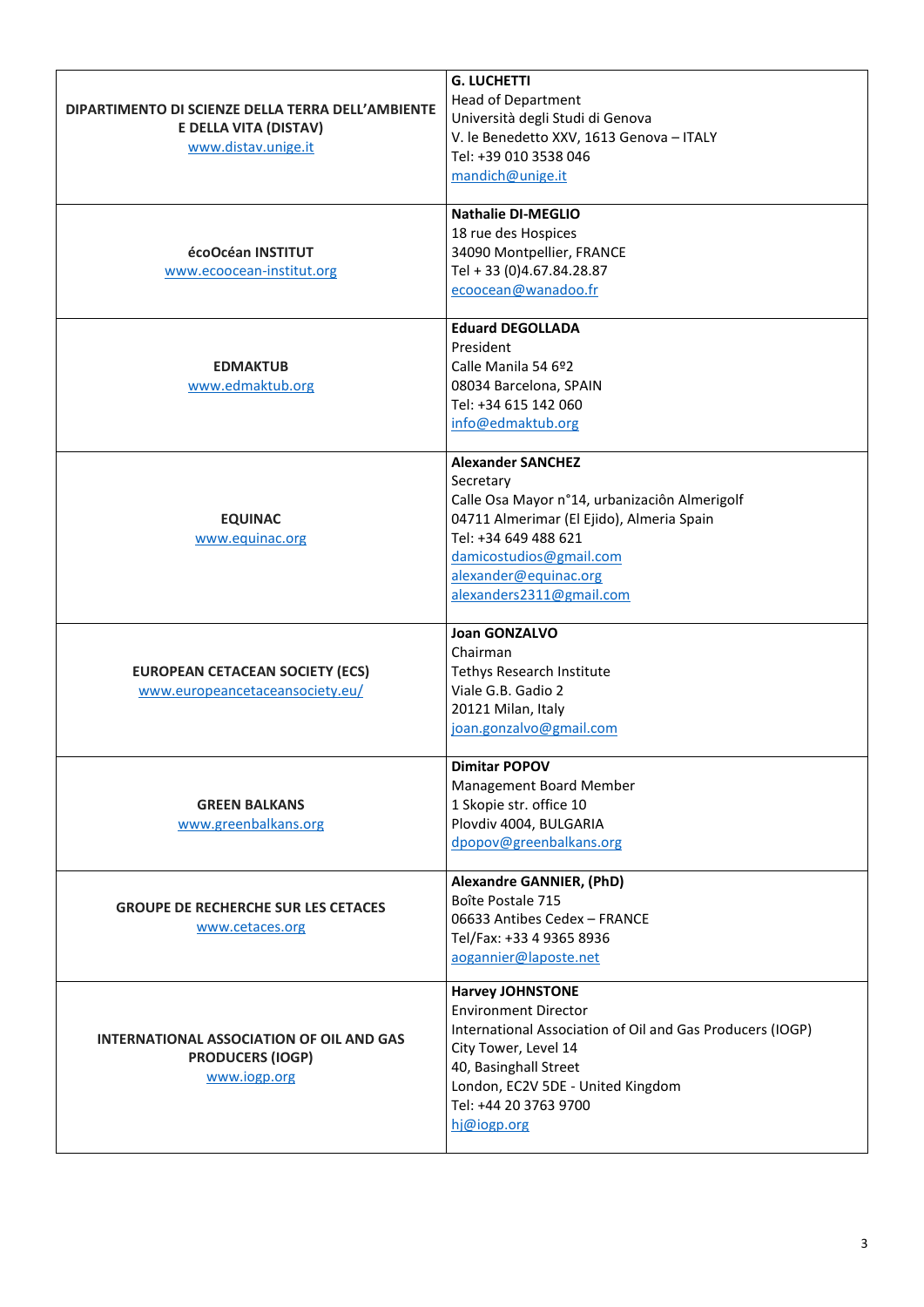| | |
|---|---|
| **DIPARTIMENTO DI SCIENZE DELLA TERRA DELL'AMBIENTE E DELLA VITA (DISTAV)**<br>www.distav.unige.it | **G. LUCHETTI**<br>Head of Department<br>Università degli Studi di Genova<br>V. le Benedetto XXV, 1613 Genova – ITALY<br>Tel: +39 010 3538 046<br>mandich@unige.it |
| **écoOcéan INSTITUT**<br>www.ecoocean-institut.org | **Nathalie DI-MEGLIO**<br>18 rue des Hospices<br>34090 Montpellier, FRANCE<br>Tel + 33 (0)4.67.84.28.87<br>ecoocean@wanadoo.fr |
| **EDMAKTUB**<br>www.edmaktub.org | **Eduard DEGOLLADA**<br>President<br>Calle Manila 54 6º2<br>08034 Barcelona, SPAIN<br>Tel: +34 615 142 060<br>info@edmaktub.org |
| **EQUINAC**<br>www.equinac.org | **Alexander SANCHEZ**<br>Secretary<br>Calle Osa Mayor n°14, urbanizaciôn Almerigolf<br>04711 Almerimar (El Ejido), Almeria Spain<br>Tel: +34 649 488 621<br>damicostudios@gmail.com<br>alexander@equinac.org<br>alexanders2311@gmail.com |
| **EUROPEAN CETACEAN SOCIETY (ECS)**<br>www.europeancetaceansociety.eu/ | **Joan GONZALVO**<br>Chairman<br>Tethys Research Institute<br>Viale G.B. Gadio 2<br>20121 Milan, Italy<br>joan.gonzalvo@gmail.com |
| **GREEN BALKANS**<br>www.greenbalkans.org | **Dimitar POPOV**<br>Management Board Member<br>1 Skopie str. office 10<br>Plovdiv 4004, BULGARIA<br>dpopov@greenbalkans.org |
| **GROUPE DE RECHERCHE SUR LES CETACES**<br>www.cetaces.org | **Alexandre GANNIER, (PhD)**<br>Boîte Postale 715<br>06633 Antibes Cedex – FRANCE<br>Tel/Fax: +33 4 9365 8936<br>aogannier@laposte.net |
| **INTERNATIONAL ASSOCIATION OF OIL AND GAS PRODUCERS (IOGP)**<br>www.iogp.org | **Harvey JOHNSTONE**<br>Environment Director<br>International Association of Oil and Gas Producers (IOGP)<br>City Tower, Level 14<br>40, Basinghall Street<br>London, EC2V 5DE - United Kingdom<br>Tel: +44 20 3763 9700<br>hj@iogp.org |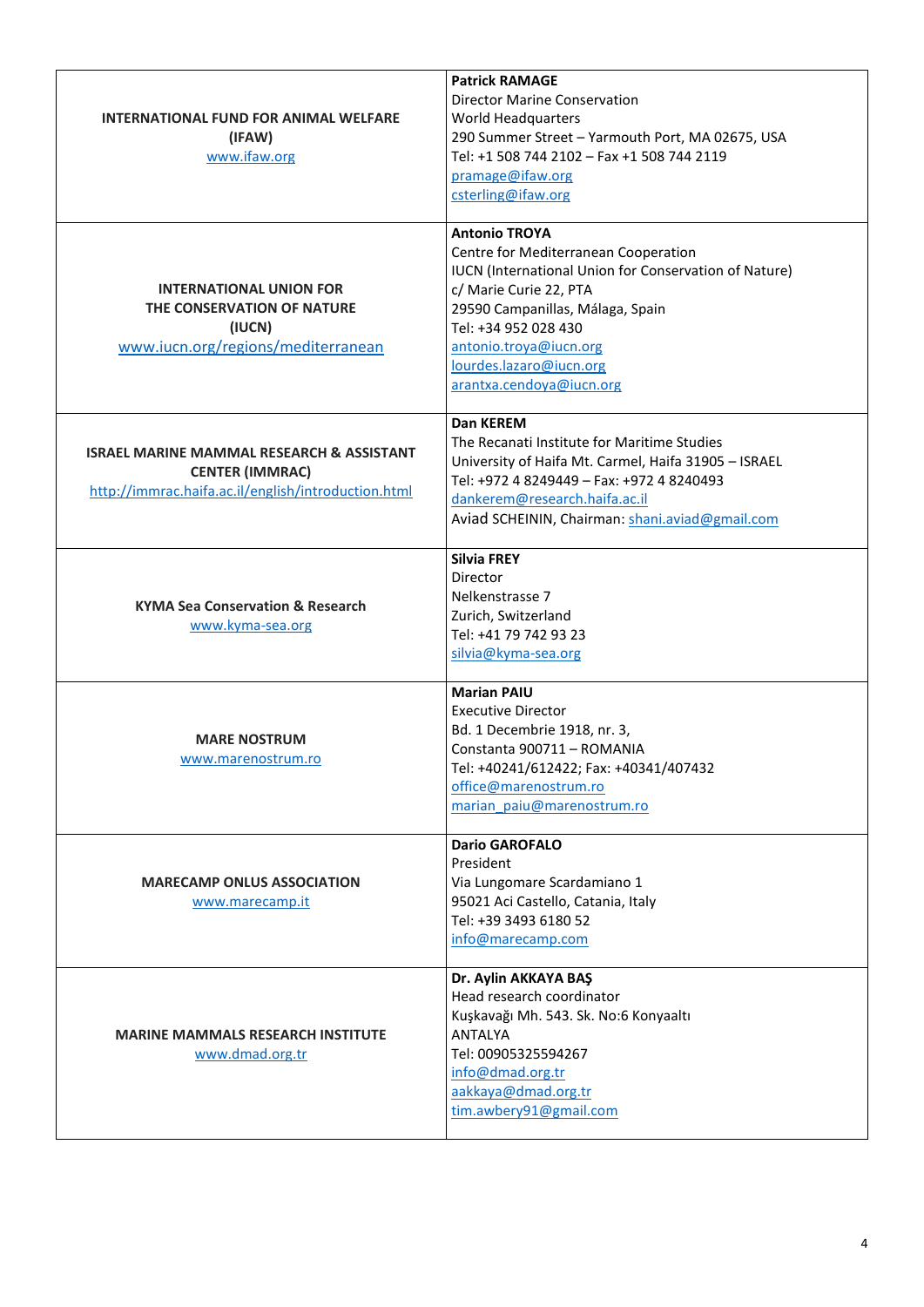| | |
|---|---|
| **INTERNATIONAL FUND FOR ANIMAL WELFARE (IFAW)**<br>www.ifaw.org | **Patrick RAMAGE**<br>Director Marine Conservation<br>World Headquarters<br>290 Summer Street – Yarmouth Port, MA 02675, USA<br>Tel: +1 508 744 2102 – Fax +1 508 744 2119<br>pramage@ifaw.org<br>csterling@ifaw.org |
| **INTERNATIONAL UNION FOR THE CONSERVATION OF NATURE (IUCN)**<br>www.iucn.org/regions/mediterranean | **Antonio TROYA**<br>Centre for Mediterranean Cooperation<br>IUCN (International Union for Conservation of Nature)<br>c/ Marie Curie 22, PTA<br>29590 Campanillas, Málaga, Spain<br>Tel: +34 952 028 430<br>antonio.troya@iucn.org<br>lourdes.lazaro@iucn.org<br>arantxa.cendoya@iucn.org |
| **ISRAEL MARINE MAMMAL RESEARCH & ASSISTANT CENTER (IMMRAC)**<br>http://immrac.haifa.ac.il/english/introduction.html | **Dan KEREM**<br>The Recanati Institute for Maritime Studies<br>University of Haifa Mt. Carmel, Haifa 31905 – ISRAEL<br>Tel: +972 4 8249449 – Fax: +972 4 8240493<br>dankerem@research.haifa.ac.il<br>Aviad SCHEININ, Chairman: shani.aviad@gmail.com |
| **KYMA Sea Conservation & Research**<br>www.kyma-sea.org | **Silvia FREY**<br>Director<br>Nelkenstrasse 7<br>Zurich, Switzerland<br>Tel: +41 79 742 93 23<br>silvia@kyma-sea.org |
| **MARE NOSTRUM**<br>www.marenostrum.ro | **Marian PAIU**<br>Executive Director<br>Bd. 1 Decembrie 1918, nr. 3,<br>Constanta 900711 – ROMANIA<br>Tel: +40241/612422; Fax: +40341/407432<br>office@marenostrum.ro<br>marian_paiu@marenostrum.ro |
| **MARECAMP ONLUS ASSOCIATION**<br>www.marecamp.it | **Dario GAROFALO**<br>President<br>Via Lungomare Scardamiano 1<br>95021 Aci Castello, Catania, Italy<br>Tel: +39 3493 6180 52<br>info@marecamp.com |
| **MARINE MAMMALS RESEARCH INSTITUTE**<br>www.dmad.org.tr | **Dr. Aylin AKKAYA BAŞ**<br>Head research coordinator<br>Kuşkavağı Mh. 543. Sk. No:6 Konyaaltı<br>ANTALYA<br>Tel: 00905325594267<br>info@dmad.org.tr<br>aakkaya@dmad.org.tr<br>tim.awbery91@gmail.com |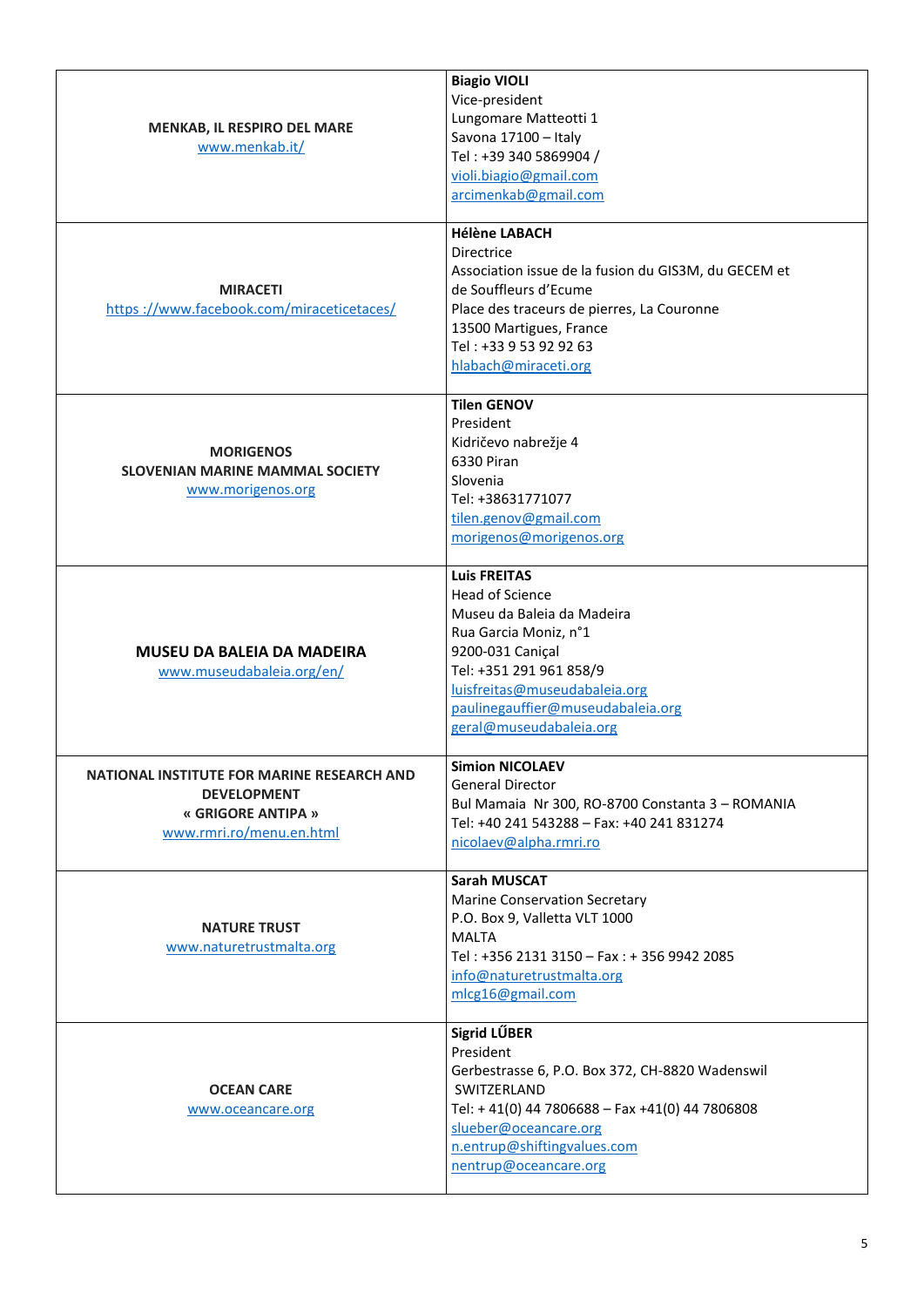| | |
|---|---|
| **MENKAB, IL RESPIRO DEL MARE**<br>www.menkab.it/ | **Biagio VIOLI**<br>Vice-president<br>Lungomare Matteotti 1<br>Savona 17100 – Italy<br>Tel : +39 340 5869904 /<br>violi.biagio@gmail.com<br>arcimenkab@gmail.com |
| **MIRACETI**<br>https ://www.facebook.com/miraceticetaces/ | **Hélène LABACH**<br>Directrice<br>Association issue de la fusion du GIS3M, du GECEM et de Souffleurs d'Ecume<br>Place des traceurs de pierres, La Couronne<br>13500 Martigues, France<br>Tel : +33 9 53 92 92 63<br>hlabach@miraceti.org |
| **MORIGENOS**<br>**SLOVENIAN MARINE MAMMAL SOCIETY**<br>www.morigenos.org | **Tilen GENOV**<br>President<br>Kidričevo nabrežje 4<br>6330 Piran<br>Slovenia<br>Tel: +38631771077<br>tilen.genov@gmail.com<br>morigenos@morigenos.org |
| **MUSEU DA BALEIA DA MADEIRA**<br>www.museudabaleia.org/en/ | **Luis FREITAS**<br>Head of Science<br>Museu da Baleia da Madeira<br>Rua Garcia Moniz, n°1<br>9200-031 Caniçal<br>Tel: +351 291 961 858/9<br>luisfreitas@museudabaleia.org<br>paulinegauffier@museudabaleia.org<br>geral@museudabaleia.org |
| **NATIONAL INSTITUTE FOR MARINE RESEARCH AND DEVELOPMENT**<br>**« GRIGORE ANTIPA »**<br>www.rmri.ro/menu.en.html | **Simion NICOLAEV**<br>General Director<br>Bul Mamaia Nr 300, RO-8700 Constanta 3 – ROMANIA<br>Tel: +40 241 543288 – Fax: +40 241 831274<br>nicolaev@alpha.rmri.ro |
| **NATURE TRUST**<br>www.naturetrustmalta.org | **Sarah MUSCAT**<br>Marine Conservation Secretary<br>P.O. Box 9, Valletta VLT 1000<br>MALTA<br>Tel : +356 2131 3150 – Fax : + 356 9942 2085<br>info@naturetrustmalta.org<br>mlcg16@gmail.com |
| **OCEAN CARE**<br>www.oceancare.org | **Sigrid LŰBER**<br>President<br>Gerbestrasse 6, P.O. Box 372, CH-8820 Wadenswil<br>SWITZERLAND<br>Tel: + 41(0) 44 7806688 – Fax +41(0) 44 7806808<br>slueber@oceancare.org<br>n.entrup@shiftingvalues.com<br>nentrup@oceancare.org |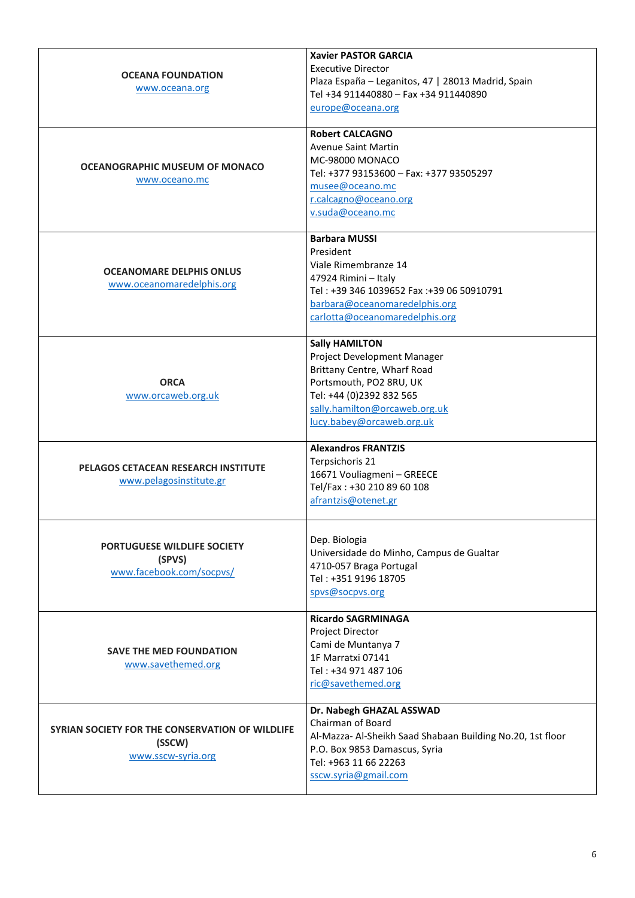| | |
|---|---|
| **OCEANA FOUNDATION**<br>www.oceana.org | **Xavier PASTOR GARCIA**<br>Executive Director<br>Plaza España – Leganitos, 47 \| 28013 Madrid, Spain<br>Tel +34 911440880 – Fax +34 911440890<br>europe@oceana.org |
| **OCEANOGRAPHIC MUSEUM OF MONACO**<br>www.oceano.mc | **Robert CALCAGNO**<br>Avenue Saint Martin<br>MC-98000 MONACO<br>Tel: +377 93153600 – Fax: +377 93505297<br>musee@oceano.mc<br>r.calcagno@oceano.org<br>v.suda@oceano.mc |
| **OCEANOMARE DELPHIS ONLUS**<br>www.oceanomaredelphis.org | **Barbara MUSSI**<br>President<br>Viale Rimembranze 14<br>47924 Rimini – Italy<br>Tel : +39 346 1039652 Fax :+39 06 50910791<br>barbara@oceanomaredelphis.org<br>carlotta@oceanomaredelphis.org |
| **ORCA**<br>www.orcaweb.org.uk | **Sally HAMILTON**<br>Project Development Manager<br>Brittany Centre, Wharf Road<br>Portsmouth, PO2 8RU, UK<br>Tel: +44 (0)2392 832 565<br>sally.hamilton@orcaweb.org.uk<br>lucy.babey@orcaweb.org.uk |
| **PELAGOS CETACEAN RESEARCH INSTITUTE**<br>www.pelagosinstitute.gr | **Alexandros FRANTZIS**<br>Terpsichoris 21<br>16671 Vouliagmeni – GREECE<br>Tel/Fax : +30 210 89 60 108<br>afrantzis@otenet.gr |
| **PORTUGUESE WILDLIFE SOCIETY (SPVS)**<br>www.facebook.com/socpvs/ | Dep. Biologia<br>Universidade do Minho, Campus de Gualtar<br>4710-057 Braga Portugal<br>Tel : +351 9196 18705<br>spvs@socpvs.org |
| **SAVE THE MED FOUNDATION**<br>www.savethemed.org | **Ricardo SAGRMINAGA**<br>Project Director<br>Cami de Muntanya 7<br>1F Marratxi 07141<br>Tel : +34 971 487 106<br>ric@savethemed.org |
| **SYRIAN SOCIETY FOR THE CONSERVATION OF WILDLIFE (SSCW)**<br>www.sscw-syria.org | **Dr. Nabegh GHAZAL ASSWAD**<br>Chairman of Board<br>Al-Mazza- Al-Sheikh Saad Shabaan Building No.20, 1st floor<br>P.O. Box 9853 Damascus, Syria<br>Tel: +963 11 66 22263<br>sscw.syria@gmail.com |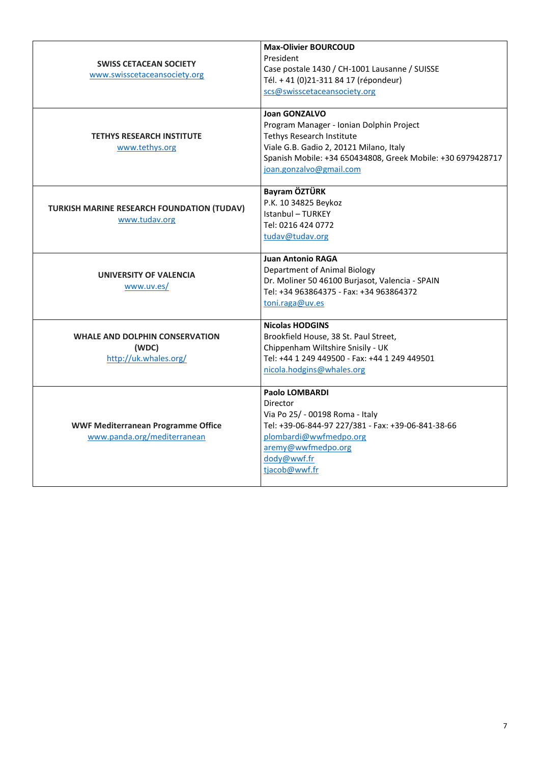| | |
|---|---|
| **SWISS CETACEAN SOCIETY**<br>www.swisscetaceansociety.org | **Max-Olivier BOURCOUD**<br>President<br>Case postale 1430 / CH-1001 Lausanne / SUISSE<br>Tél. + 41 (0)21-311 84 17 (répondeur)<br>scs@swisscetaceansociety.org |
| **TETHYS RESEARCH INSTITUTE**<br>www.tethys.org | **Joan GONZALVO**<br>Program Manager - Ionian Dolphin Project<br>Tethys Research Institute<br>Viale G.B. Gadio 2, 20121 Milano, Italy<br>Spanish Mobile: +34 650434808, Greek Mobile: +30 6979428717<br>joan.gonzalvo@gmail.com |
| **TURKISH MARINE RESEARCH FOUNDATION (TUDAV)**<br>www.tudav.org | **Bayram ÖZTÜRK**<br>P.K. 10 34825 Beykoz<br>Istanbul – TURKEY<br>Tel: 0216 424 0772<br>tudav@tudav.org |
| **UNIVERSITY OF VALENCIA**<br>www.uv.es/ | **Juan Antonio RAGA**<br>Department of Animal Biology<br>Dr. Moliner 50 46100 Burjasot, Valencia - SPAIN<br>Tel: +34 963864375 - Fax: +34 963864372<br>toni.raga@uv.es |
| **WHALE AND DOLPHIN CONSERVATION (WDC)**<br>http://uk.whales.org/ | **Nicolas HODGINS**<br>Brookfield House, 38 St. Paul Street,<br>Chippenham Wiltshire Snisily - UK<br>Tel: +44 1 249 449500 - Fax: +44 1 249 449501<br>nicola.hodgins@whales.org |
| **WWF Mediterranean Programme Office**<br>www.panda.org/mediterranean | **Paolo LOMBARDI**<br>Director<br>Via Po 25/ - 00198 Roma - Italy<br>Tel: +39-06-844-97 227/381 - Fax: +39-06-841-38-66<br>plombardi@wwfmedpo.org<br>aremy@wwfmedpo.org<br>dody@wwf.fr<br>tjacob@wwf.fr |